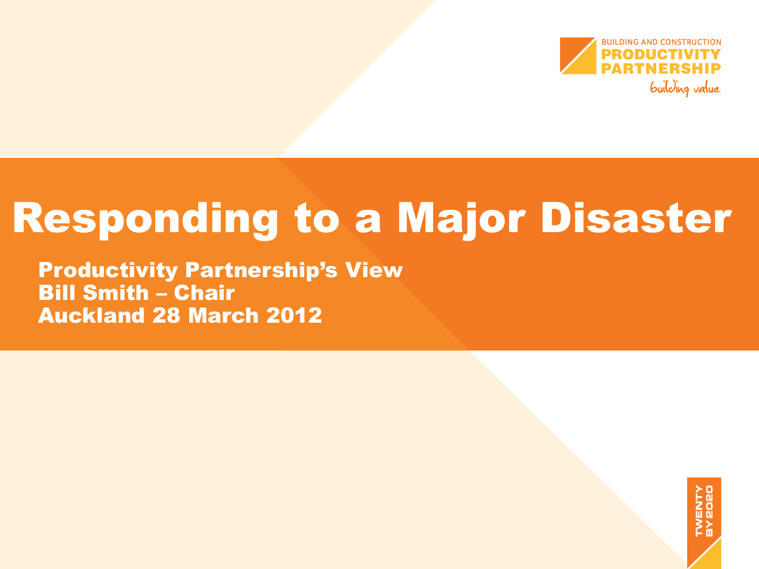BUILDING AND CONSTRUCTION
**PRODUCTIVITY PARTNERSHIP**
*building value*

# Responding to a Major Disaster

**Productivity Partnership's View**
**Bill Smith – Chair**
**Auckland 28 March 2012**

TWENTY BY 2020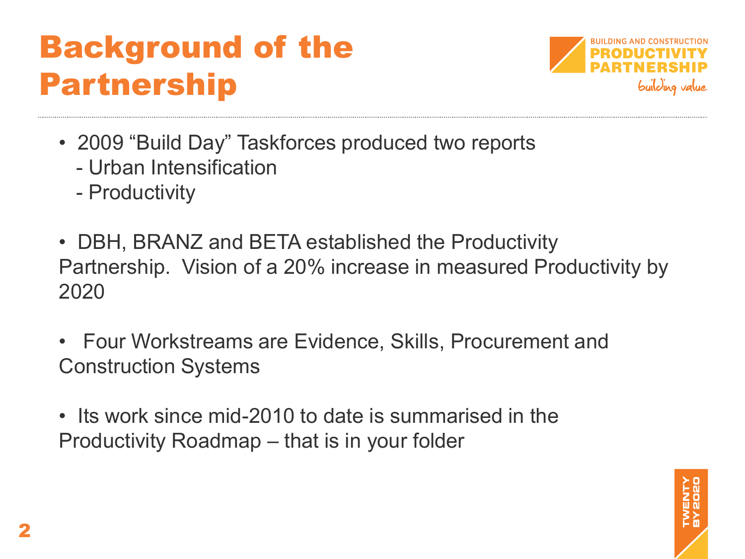# Background of the Partnership

- 2009 "Build Day" Taskforces produced two reports
  - Urban Intensification
  - Productivity
- DBH, BRANZ and BETA established the Productivity Partnership. Vision of a 20% increase in measured Productivity by 2020
- Four Workstreams are Evidence, Skills, Procurement and Construction Systems
- Its work since mid-2010 to date is summarised in the Productivity Roadmap – that is in your folder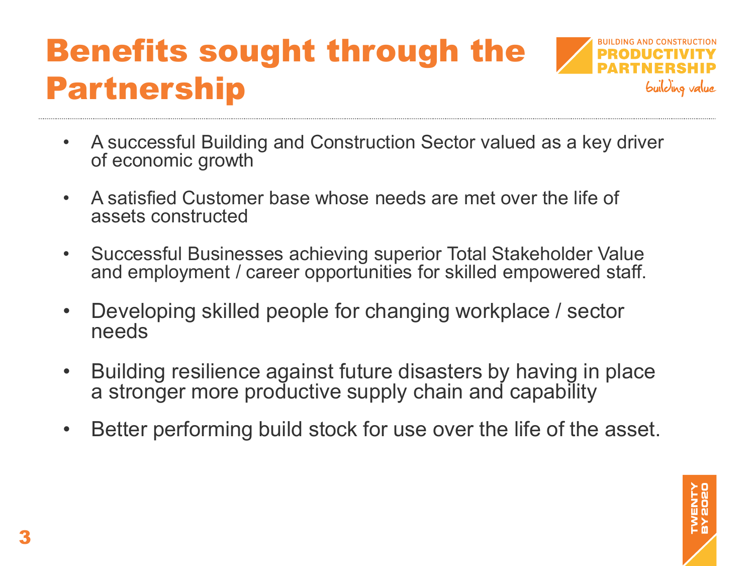# Benefits sought through the Partnership

- A successful Building and Construction Sector valued as a key driver of economic growth
- A satisfied Customer base whose needs are met over the life of assets constructed
- Successful Businesses achieving superior Total Stakeholder Value and employment / career opportunities for skilled empowered staff.
- Developing skilled people for changing workplace / sector needs
- Building resilience against future disasters by having in place a stronger more productive supply chain and capability
- Better performing build stock for use over the life of the asset.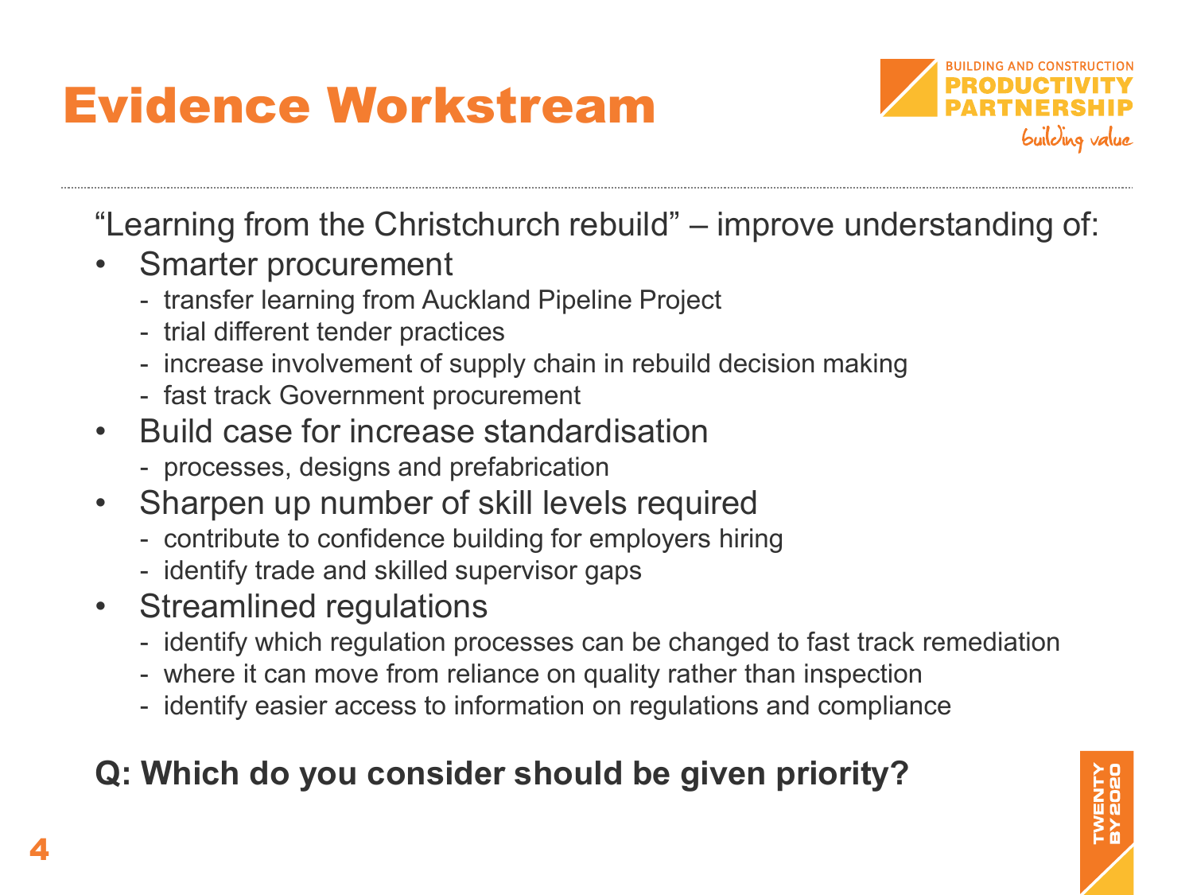# Evidence Workstream

"Learning from the Christchurch rebuild" – improve understanding of:

- Smarter procurement
  - transfer learning from Auckland Pipeline Project
  - trial different tender practices
  - increase involvement of supply chain in rebuild decision making
  - fast track Government procurement
- Build case for increase standardisation
  - processes, designs and prefabrication
- Sharpen up number of skill levels required
  - contribute to confidence building for employers hiring
  - identify trade and skilled supervisor gaps
- Streamlined regulations
  - identify which regulation processes can be changed to fast track remediation
  - where it can move from reliance on quality rather than inspection
  - identify easier access to information on regulations and compliance

**Q: Which do you consider should be given priority?**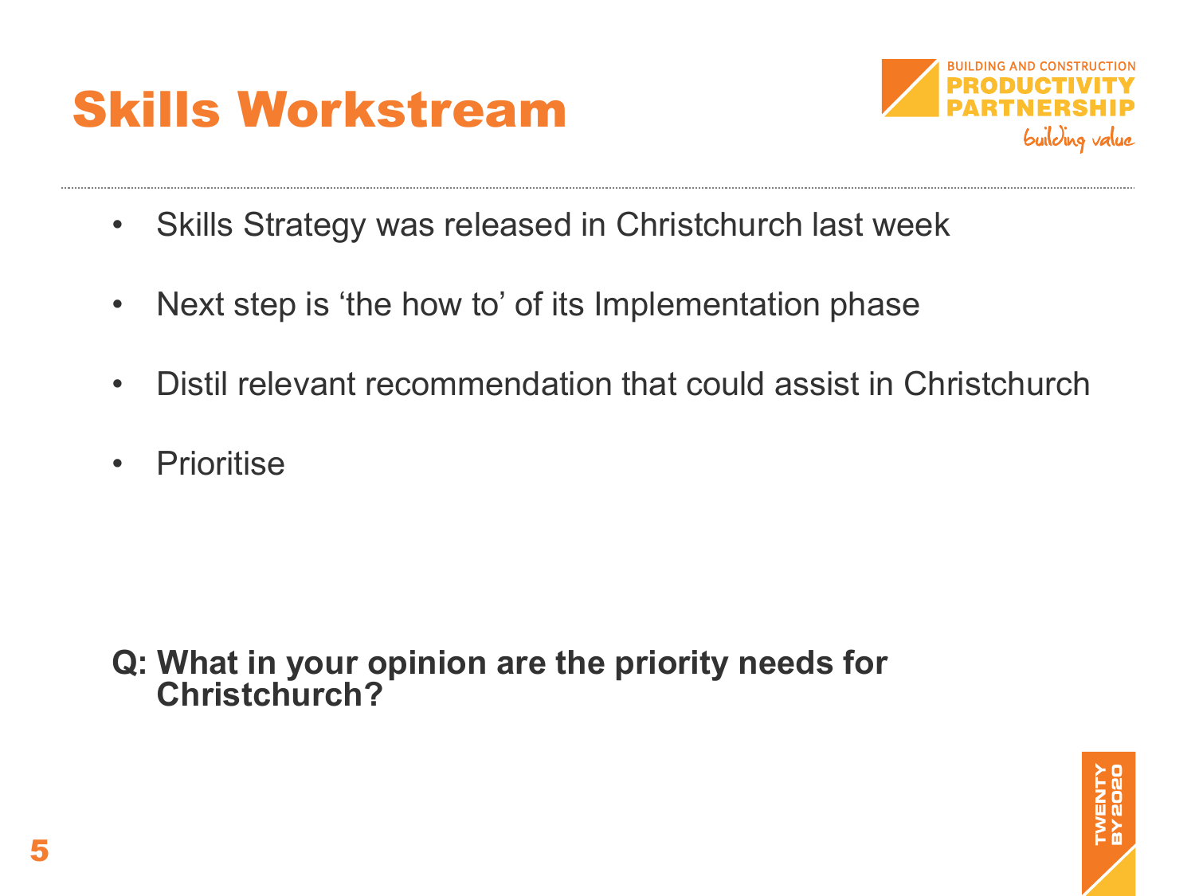# Skills Workstream

- Skills Strategy was released in Christchurch last week
- Next step is 'the how to' of its Implementation phase
- Distil relevant recommendation that could assist in Christchurch
- Prioritise

**Q: What in your opinion are the priority needs for Christchurch?**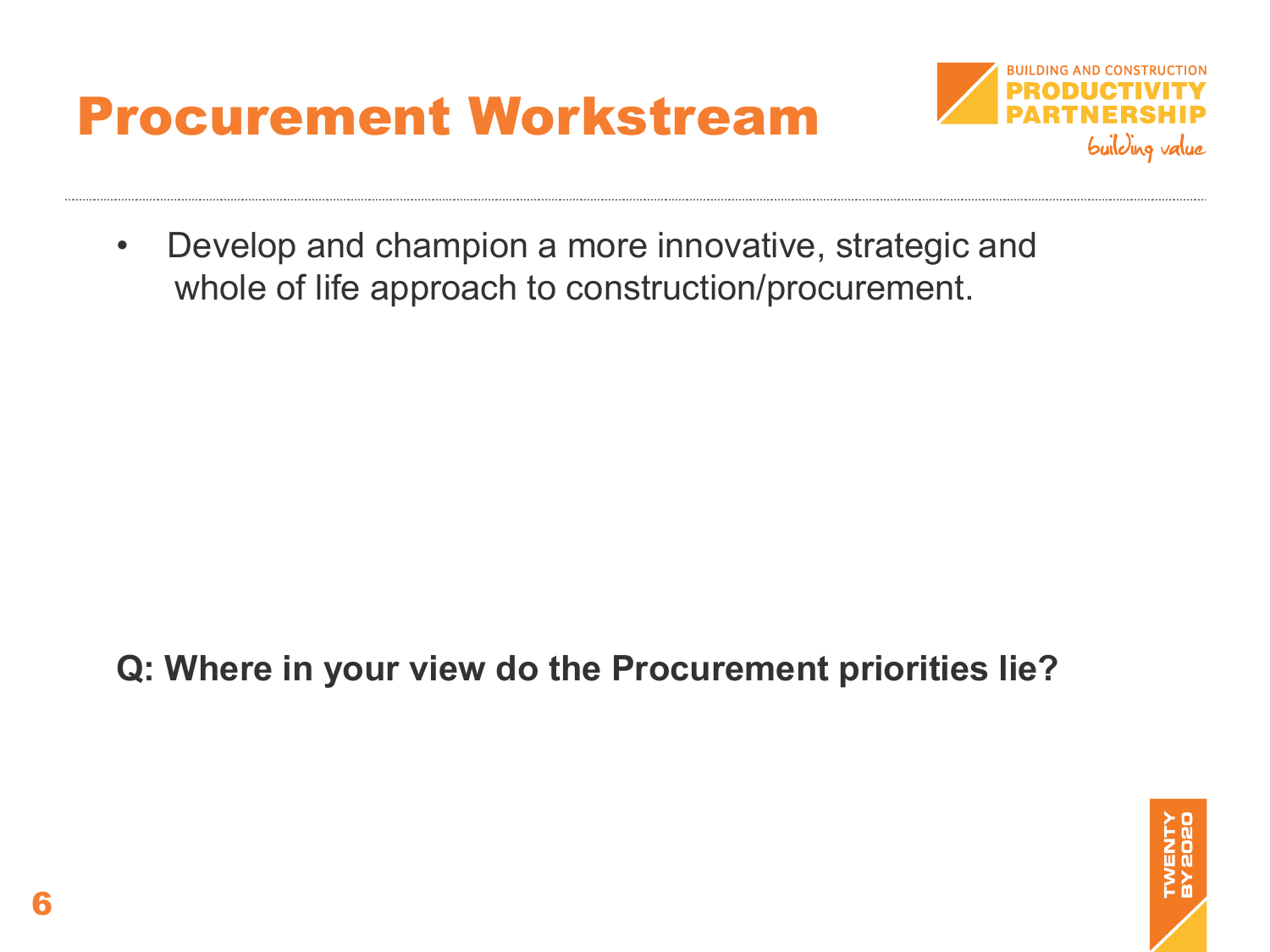# Procurement Workstream

- Develop and champion a more innovative, strategic and whole of life approach to construction/procurement.

**Q: Where in your view do the Procurement priorities lie?**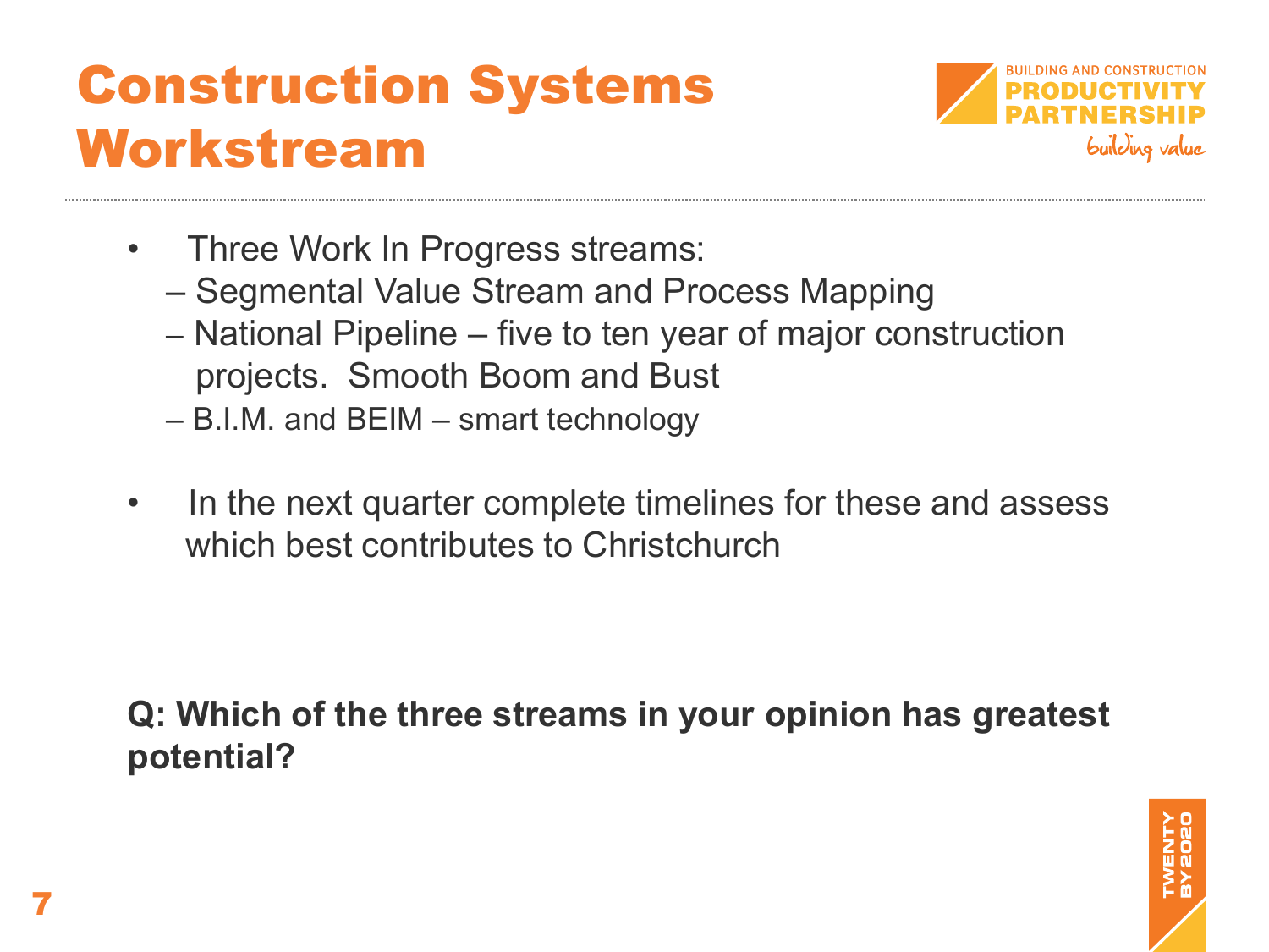# Construction Systems Workstream

- Three Work In Progress streams:
  - Segmental Value Stream and Process Mapping
  - National Pipeline – five to ten year of major construction projects. Smooth Boom and Bust
  - B.I.M. and BEIM – smart technology

- In the next quarter complete timelines for these and assess which best contributes to Christchurch

**Q: Which of the three streams in your opinion has greatest potential?**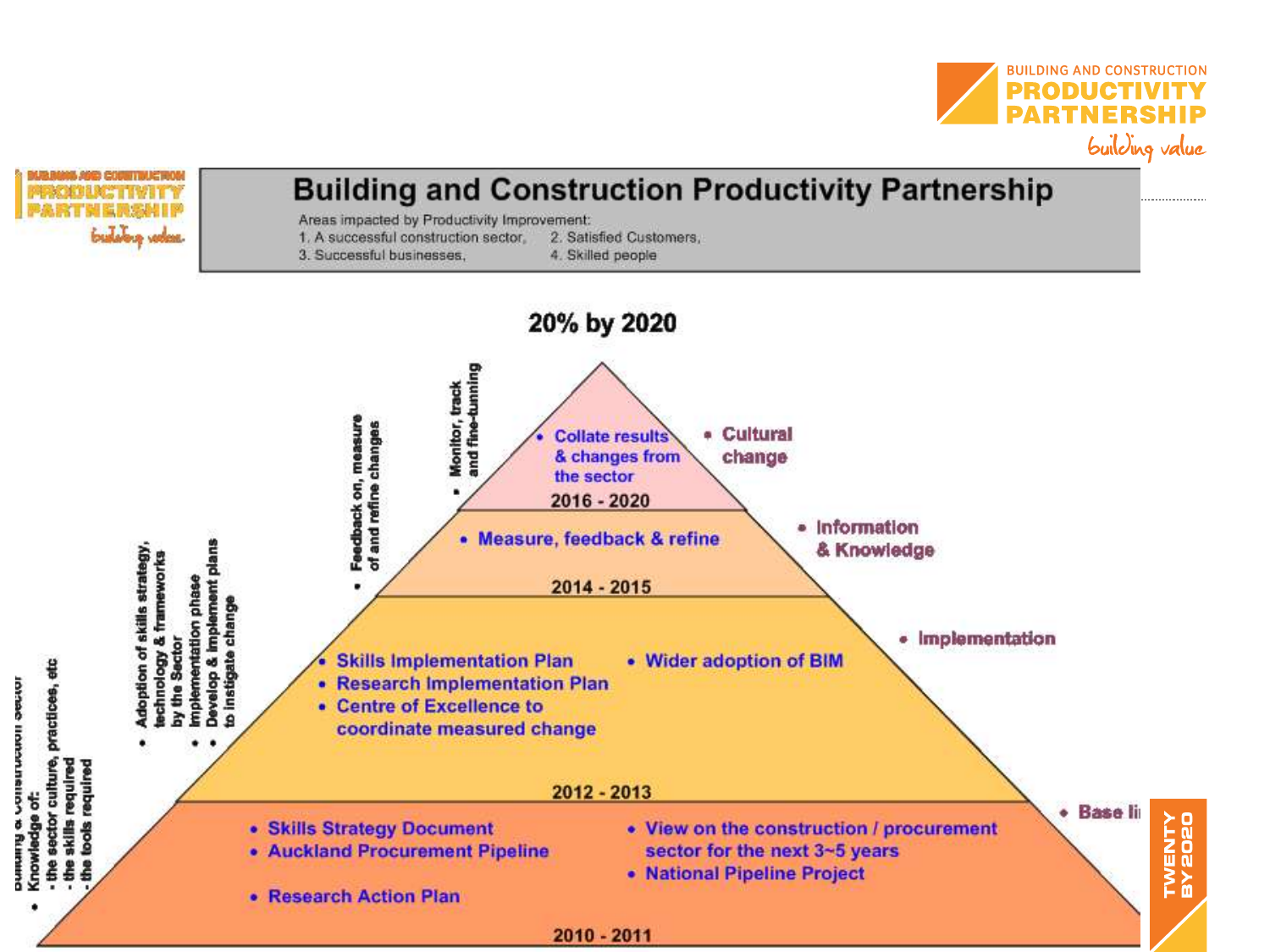# Building and Construction Productivity Partnership

Areas impacted by Productivity Improvement:
1. A successful construction sector, 2. Satisfied Customers,
3. Successful businesses, 4. Skilled people

## 20% by 2020

**2016 - 2020**
- Collate results & changes from the sector
- Cultural change
- Monitor, track and fine-tunning

**2014 - 2015**
- Measure, feedback & refine
- Information & Knowledge
- Feedback on, measure of and refine changes

**2012 - 2013**
- Skills Implementation Plan
- Research Implementation Plan
- Centre of Excellence to coordinate measured change
- Wider adoption of BIM
- Implementation
- Adoption of skills strategy, technology & frameworks by the Sector
- Implementation phase
- Develop & implement plans to instigate change

**2010 - 2011**
- Skills Strategy Document
- Auckland Procurement Pipeline
- Research Action Plan
- View on the construction / procurement sector for the next 3~5 years
- National Pipeline Project
- Base li
- Building a Construction Sector Knowledge of:
  - the sector culture, practices, etc
  - the skills required
  - the tools required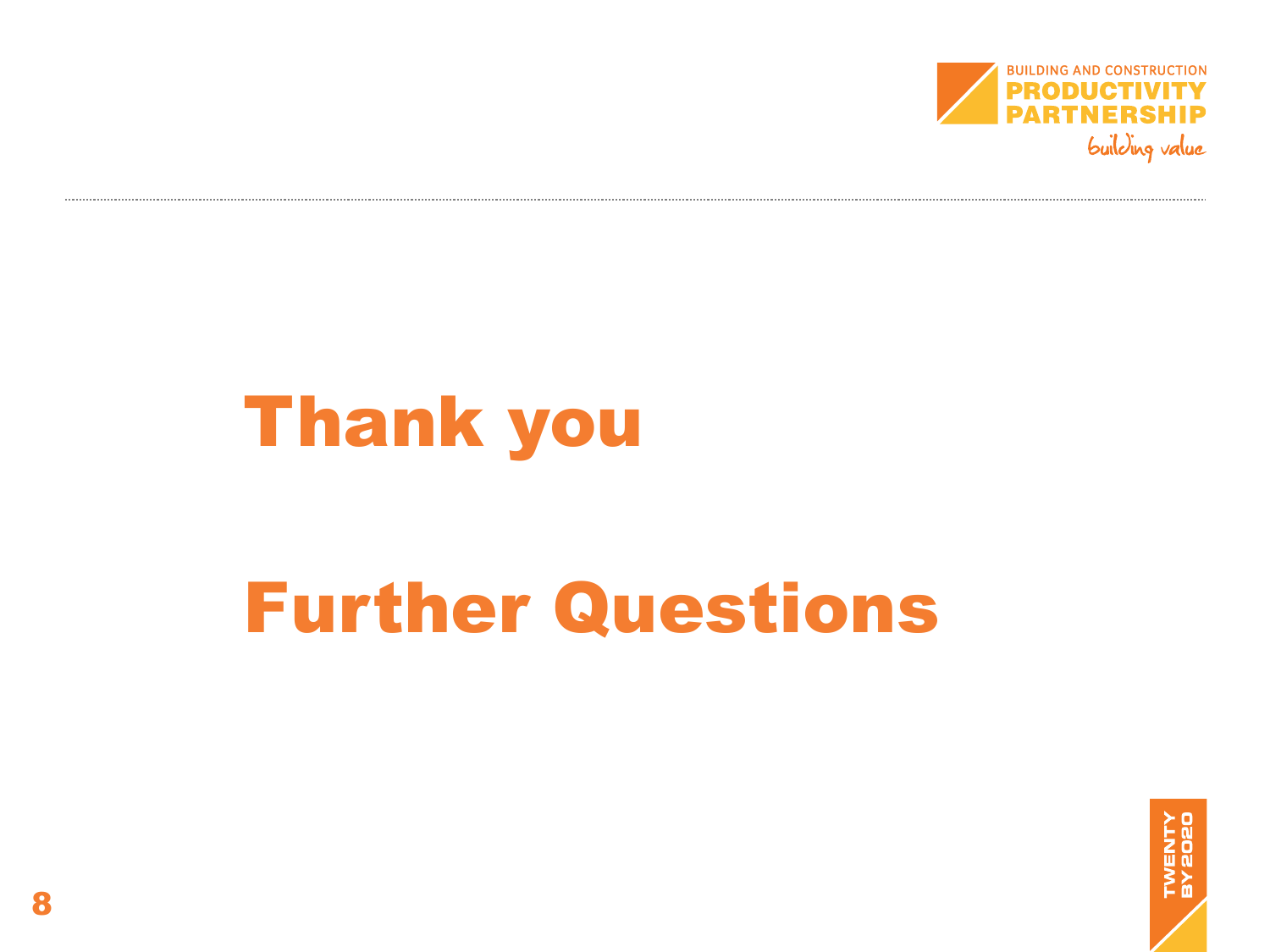# Thank you

# Further Questions